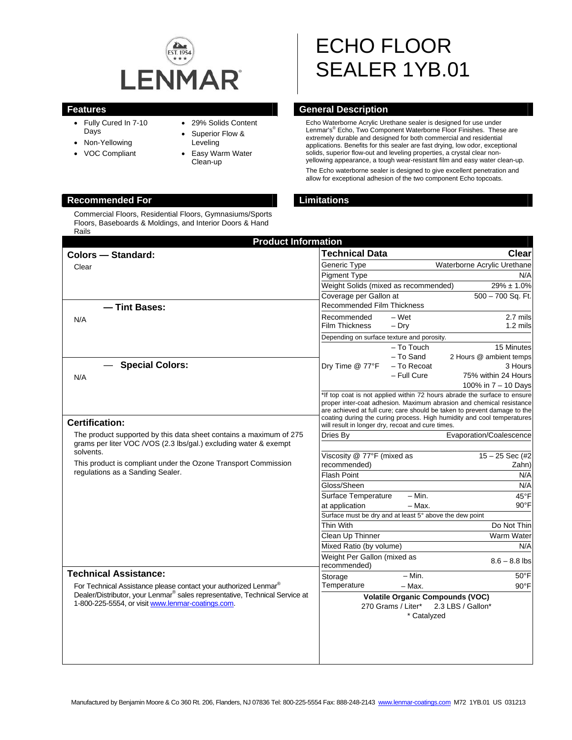LENMAR

# ECHO FLOOR SEALER 1YB.01

## Features

- Fully Cured In 7-10 Days
- Non-Yellowing
- VOC Compliant
- 29% Solids Content
- Superior Flow & Leveling
- Easy Warm Water Clean-up

## General Description

Echo Waterborne Acrylic Urethane sealer is designed for use under Lenmar's® Echo, Two Component Waterborne Floor Finishes. These are extremely durable and designed for both commercial and residential applications. Benefits for this sealer are fast drying, low odor, exceptional solids, superior flow-out and leveling properties, a crystal clear non-yellowing appearance, a tough wear-resistant film and easy water clean-up.

The Echo waterborne sealer is designed to give excellent penetration and allow for exceptional adhesion of the two component Echo topcoats.

## Recommended For

Commercial Floors, Residential Floors, Gymnasiums/Sports Floors, Baseboards & Moldings, and Interior Doors & Hand Rails

## Limitations

## Product Information

### Colors — Standard:

Clear

### — Tint Bases:

N/A

### — Special Colors:

N/A

### Certification:

The product supported by this data sheet contains a maximum of 275 grams per liter VOC /VOS (2.3 lbs/gal.) excluding water & exempt solvents.

This product is compliant under the Ozone Transport Commission regulations as a Sanding Sealer.

### Technical Assistance:

For Technical Assistance please contact your authorized Lenmar® Dealer/Distributor, your Lenmar® sales representative, Technical Service at 1-800-225-5554, or visit www.lenmar-coatings.com.

| Technical Data | | Clear |
|---|---|---|
| Generic Type | | Waterborne Acrylic Urethane |
| Pigment Type | | N/A |
| Weight Solids (mixed as recommended) | | 29% ± 1.0% |
| Coverage per Gallon at Recommended Film Thickness | | 500 – 700 Sq. Ft. |
| Recommended Film Thickness | – Wet | 2.7 mils |
| | – Dry | 1.2 mils |
| Depending on surface texture and porosity. | | |
| Dry Time @ 77°F | – To Touch | 15 Minutes |
| | – To Sand | 2 Hours @ ambient temps |
| | – To Recoat | 3 Hours |
| | – Full Cure | 75% within 24 Hours |
| | | 100% in 7 – 10 Days |
| *If top coat is not applied within 72 hours abrade the surface to ensure proper inter-coat adhesion. Maximum abrasion and chemical resistance are achieved at full cure; care should be taken to prevent damage to the coating during the curing process. High humidity and cool temperatures will result in longer dry, recoat and cure times. | | |
| Dries By | | Evaporation/Coalescence |
| Viscosity @ 77°F (mixed as recommended) | | 15 – 25 Sec (#2 Zahn) |
| Flash Point | | N/A |
| Gloss/Sheen | | N/A |
| Surface Temperature at application | – Min. | 45°F |
| | – Max. | 90°F |
| Surface must be dry and at least 5° above the dew point | | |
| Thin With | | Do Not Thin |
| Clean Up Thinner | | Warm Water |
| Mixed Ratio (by volume) | | N/A |
| Weight Per Gallon (mixed as recommended) | | 8.6 – 8.8 lbs |
| Storage Temperature | – Min. | 50°F |
| | – Max. | 90°F |

**Volatile Organic Compounds (VOC)**

270 Grams / Liter* 2.3 LBS / Gallon*

\* Catalyzed

Manufactured by Benjamin Moore & Co 360 Rt. 206, Flanders, NJ 07836 Tel: 800-225-5554 Fax: 888-248-2143 www.lenmar-coatings.com M72 1YB.01 US 031213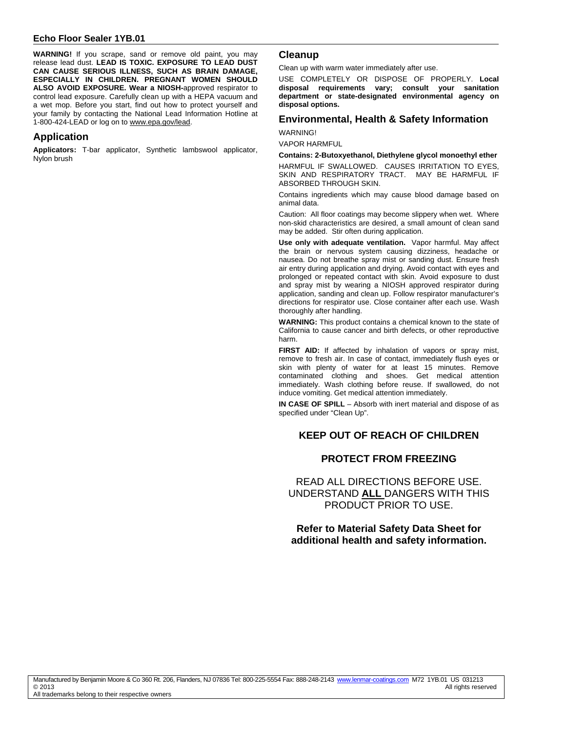**Echo Floor Sealer 1YB.01**

**WARNING!** If you scrape, sand or remove old paint, you may release lead dust. **LEAD IS TOXIC. EXPOSURE TO LEAD DUST CAN CAUSE SERIOUS ILLNESS, SUCH AS BRAIN DAMAGE, ESPECIALLY IN CHILDREN. PREGNANT WOMEN SHOULD ALSO AVOID EXPOSURE. Wear a NIOSH-**approved respirator to control lead exposure. Carefully clean up with a HEPA vacuum and a wet mop. Before you start, find out how to protect yourself and your family by contacting the National Lead Information Hotline at 1-800-424-LEAD or log on to www.epa.gov/lead.

## Application

**Applicators:** T-bar applicator, Synthetic lambswool applicator, Nylon brush

## Cleanup

Clean up with warm water immediately after use.

USE COMPLETELY OR DISPOSE OF PROPERLY. **Local disposal requirements vary; consult your sanitation department or state-designated environmental agency on disposal options.**

## Environmental, Health & Safety Information

WARNING!

VAPOR HARMFUL

**Contains: 2-Butoxyethanol, Diethylene glycol monoethyl ether**

HARMFUL IF SWALLOWED. CAUSES IRRITATION TO EYES, SKIN AND RESPIRATORY TRACT. MAY BE HARMFUL IF ABSORBED THROUGH SKIN.

Contains ingredients which may cause blood damage based on animal data.

Caution: All floor coatings may become slippery when wet. Where non-skid characteristics are desired, a small amount of clean sand may be added. Stir often during application.

**Use only with adequate ventilation.** Vapor harmful. May affect the brain or nervous system causing dizziness, headache or nausea. Do not breathe spray mist or sanding dust. Ensure fresh air entry during application and drying. Avoid contact with eyes and prolonged or repeated contact with skin. Avoid exposure to dust and spray mist by wearing a NIOSH approved respirator during application, sanding and clean up. Follow respirator manufacturer's directions for respirator use. Close container after each use. Wash thoroughly after handling.

**WARNING:** This product contains a chemical known to the state of California to cause cancer and birth defects, or other reproductive harm.

**FIRST AID:** If affected by inhalation of vapors or spray mist, remove to fresh air. In case of contact, immediately flush eyes or skin with plenty of water for at least 15 minutes. Remove contaminated clothing and shoes. Get medical attention immediately. Wash clothing before reuse. If swallowed, do not induce vomiting. Get medical attention immediately.

**IN CASE OF SPILL** – Absorb with inert material and dispose of as specified under "Clean Up".

**KEEP OUT OF REACH OF CHILDREN**

**PROTECT FROM FREEZING**

READ ALL DIRECTIONS BEFORE USE. UNDERSTAND **ALL** DANGERS WITH THIS PRODUCT PRIOR TO USE.

**Refer to Material Safety Data Sheet for additional health and safety information.**

Manufactured by Benjamin Moore & Co 360 Rt. 206, Flanders, NJ 07836 Tel: 800-225-5554 Fax: 888-248-2143 www.lenmar-coatings.com M72 1YB.01 US 031213
© 2013 All rights reserved
All trademarks belong to their respective owners